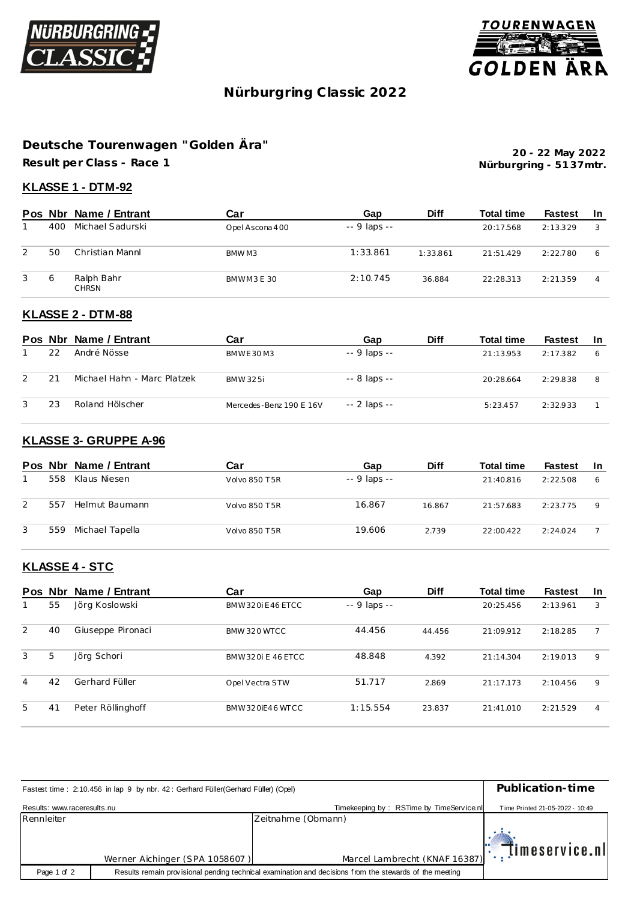# Nürburgring Classic 2022

## Deutsche Tourenwagen "Golden Ära"

**Result per Class - Race 1**

**20 - 22 May 2022**
**Nürburgring - 5137mtr.**

### KLASSE 1 - DTM-92

| Pos | Nbr | Name / Entrant | Car | Gap | Diff | Total time | Fastest | In |
|---|---|---|---|---|---|---|---|---|
| 1 | 400 | Michael Sadurski | Opel Ascona 400 | -- 9 laps -- | | 20:17.568 | 2:13.329 | 3 |
| 2 | 50 | Christian Mannl | BMW M3 | 1:33.861 | 1:33.861 | 21:51.429 | 2:22.780 | 6 |
| 3 | 6 | Ralph Bahr CHRSN | BMW M3 E 30 | 2:10.745 | 36.884 | 22:28.313 | 2:21.359 | 4 |

### KLASSE 2 - DTM-88

| Pos | Nbr | Name / Entrant | Car | Gap | Diff | Total time | Fastest | In |
|---|---|---|---|---|---|---|---|---|
| 1 | 22 | André Nösse | BMW E30 M3 | -- 9 laps -- | | 21:13.953 | 2:17.382 | 6 |
| 2 | 21 | Michael Hahn - Marc Platzek | BMW 325i | -- 8 laps -- | | 20:28.664 | 2:29.838 | 8 |
| 3 | 23 | Roland Hölscher | Mercedes-Benz 190 E 16V | -- 2 laps -- | | 5:23.457 | 2:32.933 | 1 |

### KLASSE 3- GRUPPE A-96

| Pos | Nbr | Name / Entrant | Car | Gap | Diff | Total time | Fastest | In |
|---|---|---|---|---|---|---|---|---|
| 1 | 558 | Klaus Niesen | Volvo 850 T5R | -- 9 laps -- | | 21:40.816 | 2:22.508 | 6 |
| 2 | 557 | Helmut Baumann | Volvo 850 T5R | 16.867 | 16.867 | 21:57.683 | 2:23.775 | 9 |
| 3 | 559 | Michael Tapella | Volvo 850 T5R | 19.606 | 2.739 | 22:00.422 | 2:24.024 | 7 |

### KLASSE 4 - STC

| Pos | Nbr | Name / Entrant | Car | Gap | Diff | Total time | Fastest | In |
|---|---|---|---|---|---|---|---|---|
| 1 | 55 | Jörg Koslowski | BMW 320i E46 ETCC | -- 9 laps -- | | 20:25.456 | 2:13.961 | 3 |
| 2 | 40 | Giuseppe Pironaci | BMW 320 WTCC | 44.456 | 44.456 | 21:09.912 | 2:18.285 | 7 |
| 3 | 5 | Jörg Schori | BMW 320i E 46 ETCC | 48.848 | 4.392 | 21:14.304 | 2:19.013 | 9 |
| 4 | 42 | Gerhard Füller | Opel Vectra STW | 51.717 | 2.869 | 21:17.173 | 2:10.456 | 9 |
| 5 | 41 | Peter Röllinghoff | BMW 320iE46 WTCC | 1:15.554 | 23.837 | 21:41.010 | 2:21.529 | 4 |

Fastest time : 2:10.456 in lap 9 by nbr. 42 : Gerhard Füller(Gerhard Füller) (Opel)

**Publication-time**

Results: www.raceresults.nu

Timekeeping by : RSTime by TimeService.nl

Time Printed 21-05-2022 - 10:49

| Rennleiter | Zeitnahme (Obmann) |
|---|---|
| Werner Aichinger (SPA 1058607 ) | Marcel Lambrecht (KNAF 16387) |

timeservice.nl

Results remain provisional pending technical examination and decisions from the stewards of the meeting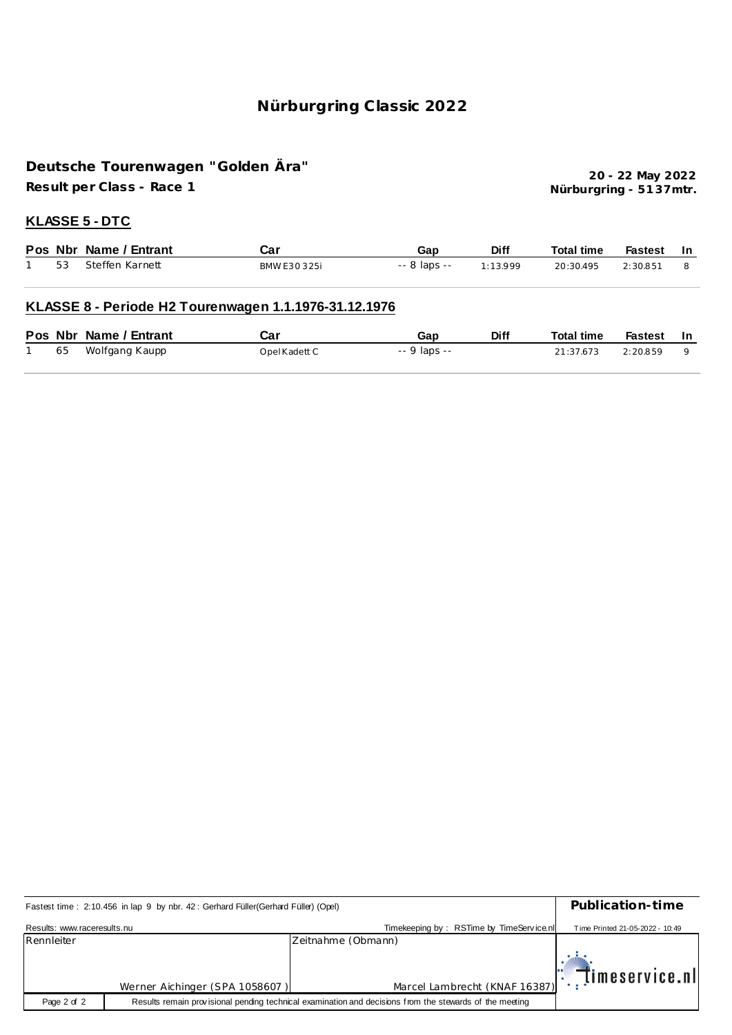# Nürburgring Classic 2022

## Deutsche Tourenwagen "Golden Ära"

**Result per Class - Race 1**

**20 - 22 May 2022**
**Nürburgring - 5137mtr.**

### KLASSE 5 - DTC

| Pos | Nbr | Name / Entrant | Car | Gap | Diff | Total time | Fastest | In |
|---|---|---|---|---|---|---|---|---|
| 1 | 53 | Steffen Karnett | BMW E30 325i | -- 8 laps -- | 1:13.999 | 20:30.495 | 2:30.851 | 8 |

### KLASSE 8 - Periode H2 Tourenwagen 1.1.1976-31.12.1976

| Pos | Nbr | Name / Entrant | Car | Gap | Diff | Total time | Fastest | In |
|---|---|---|---|---|---|---|---|---|
| 1 | 65 | Wolfgang Kaupp | Opel Kadett C | -- 9 laps -- | | 21:37.673 | 2:20.859 | 9 |

Fastest time : 2:10.456 in lap 9 by nbr. 42 : Gerhard Füller(Gerhard Füller) (Opel)

**Publication-time**

Results: www.raceresults.nu

Timekeeping by : RSTime by TimeService.nl

Time Printed 21-05-2022 - 10:49

| Rennleiter | Zeitnahme (Obmann) |
|---|---|
| Werner Aichinger (SPA 1058607 ) | Marcel Lambrecht (KNAF 16387) |

timeservice.nl

Results remain provisional pending technical examination and decisions from the stewards of the meeting